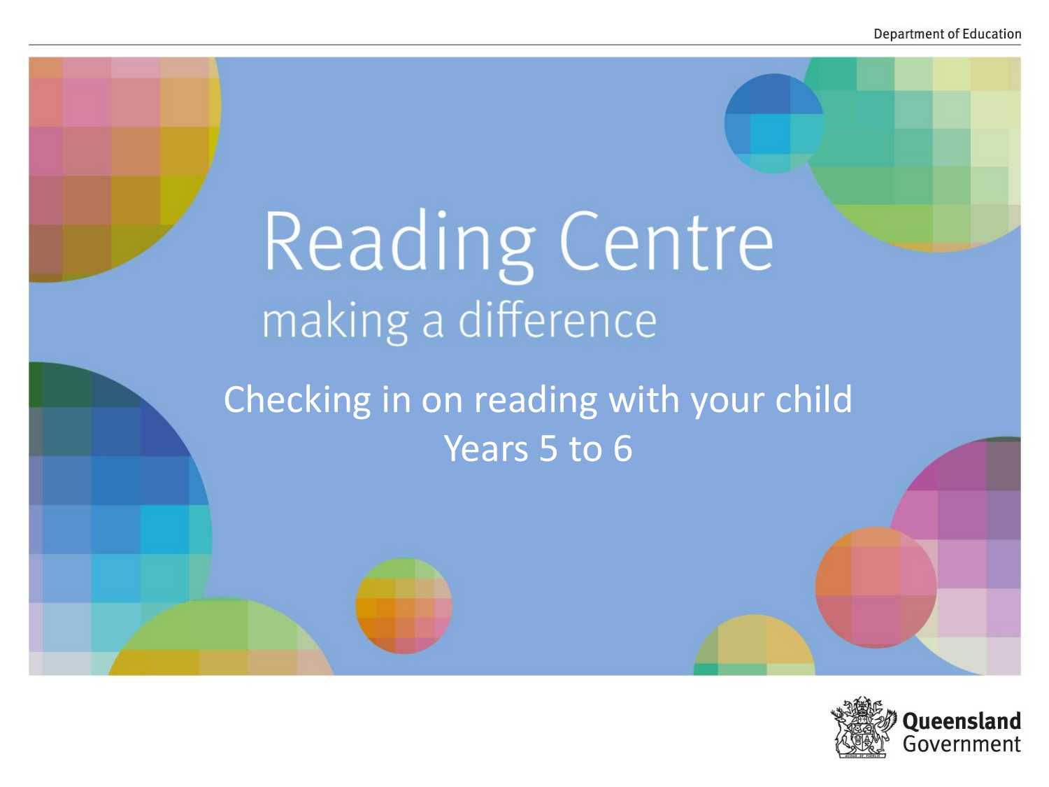# Reading Centre

making a difference

Checking in on reading with your child

Years 5 to 6

Department of Education

Queensland Government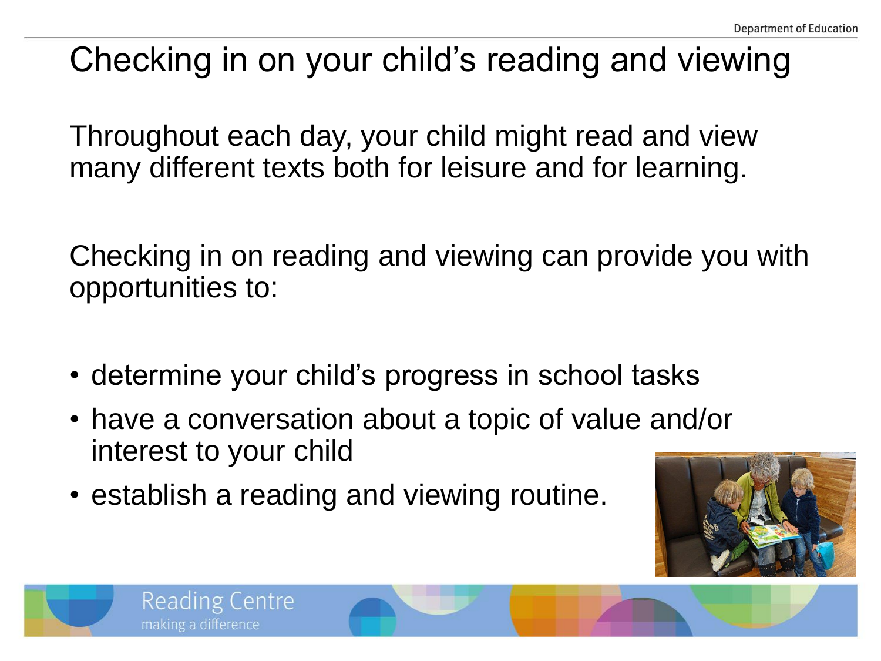# Checking in on your child's reading and viewing

Throughout each day, your child might read and view many different texts both for leisure and for learning.

Checking in on reading and viewing can provide you with opportunities to:

- determine your child's progress in school tasks
- have a conversation about a topic of value and/or interest to your child
- establish a reading and viewing routine.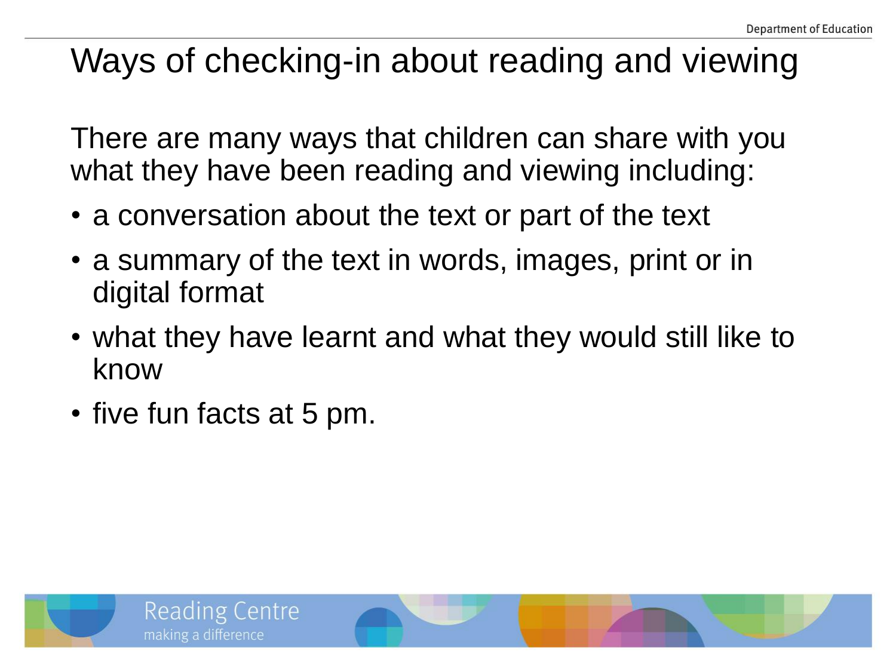# Ways of checking-in about reading and viewing

There are many ways that children can share with you what they have been reading and viewing including:

- a conversation about the text or part of the text
- a summary of the text in words, images, print or in digital format
- what they have learnt and what they would still like to know
- five fun facts at 5 pm.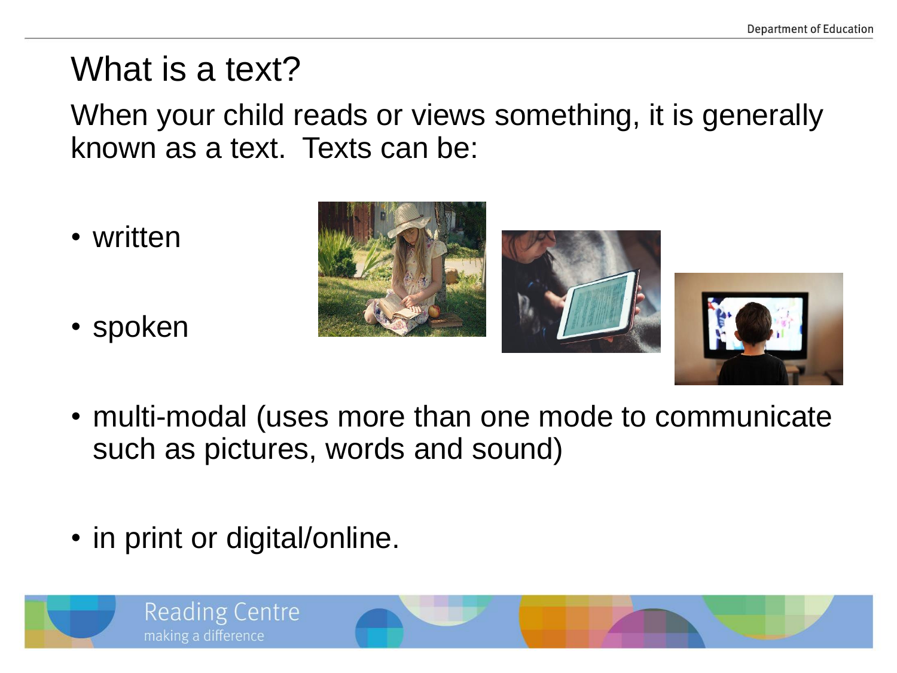# What is a text?

When your child reads or views something, it is generally known as a text. Texts can be:

- written
- spoken
- multi-modal (uses more than one mode to communicate such as pictures, words and sound)
- in print or digital/online.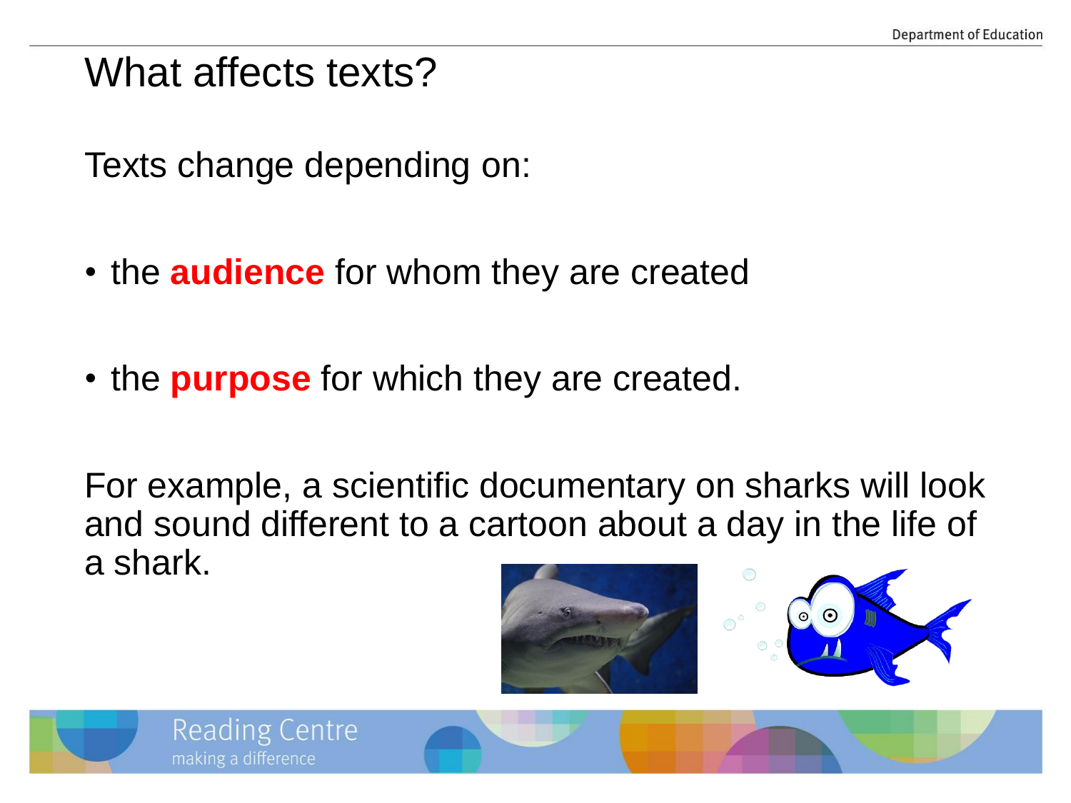# What affects texts?

Texts change depending on:

- the **audience** for whom they are created
- the **purpose** for which they are created.

For example, a scientific documentary on sharks will look and sound different to a cartoon about a day in the life of a shark.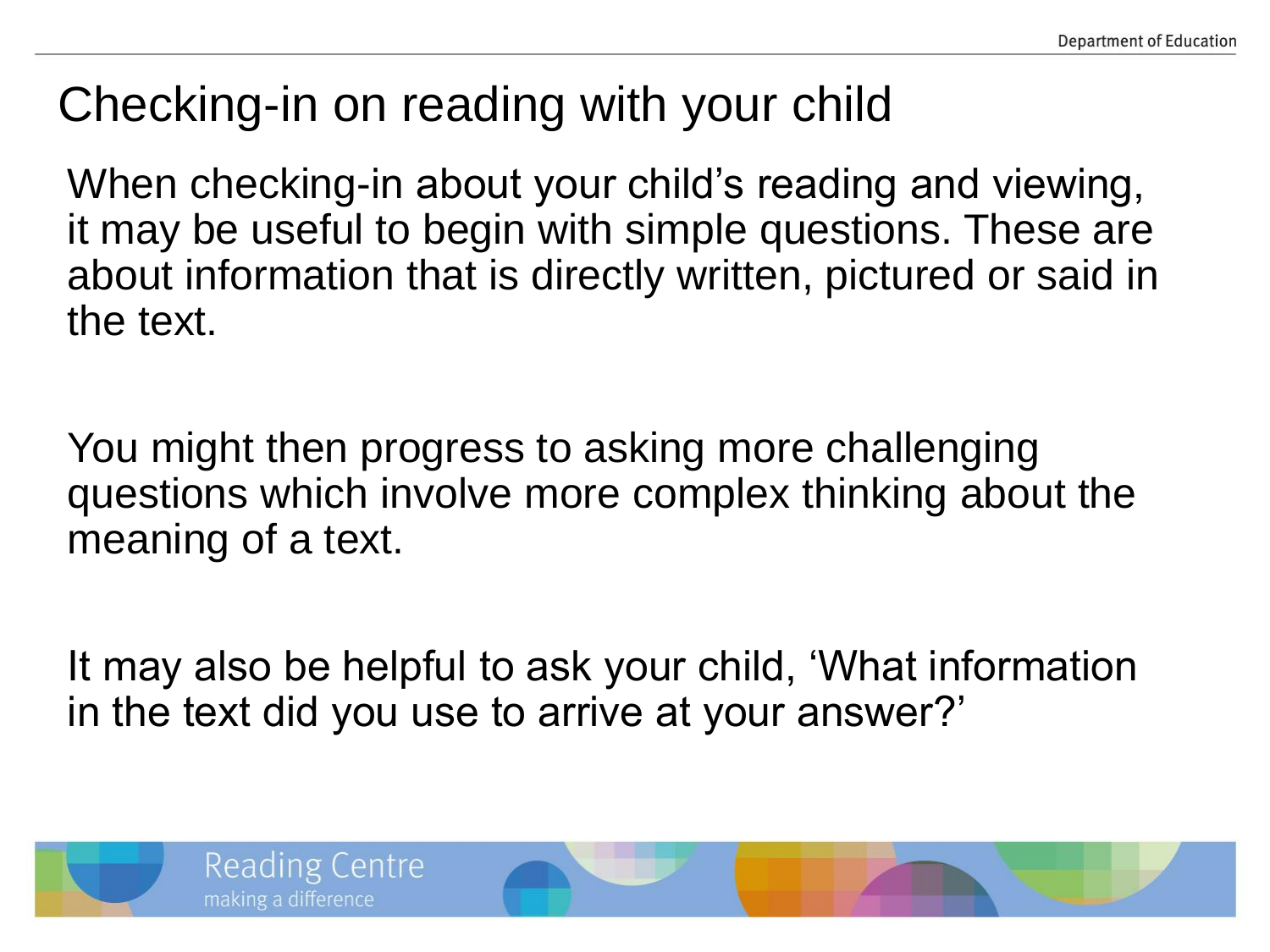# Checking-in on reading with your child

When checking-in about your child’s reading and viewing, it may be useful to begin with simple questions. These are about information that is directly written, pictured or said in the text.

You might then progress to asking more challenging questions which involve more complex thinking about the meaning of a text.

It may also be helpful to ask your child, ‘What information in the text did you use to arrive at your answer?’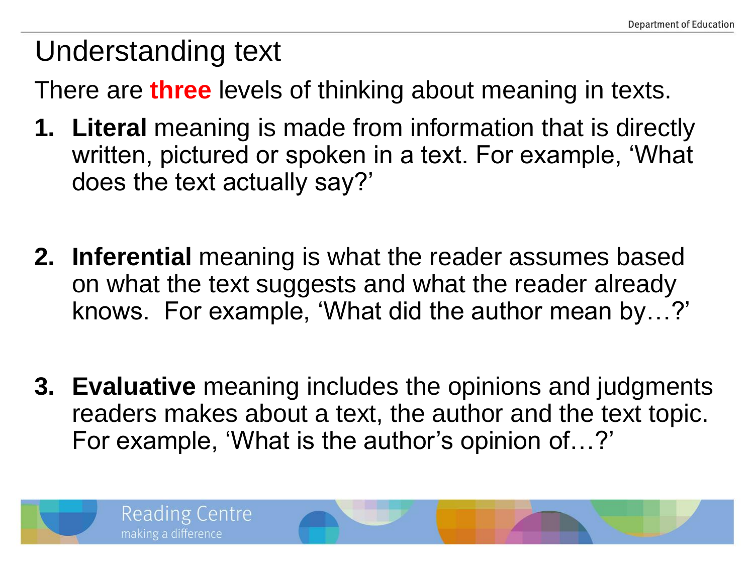# Understanding text

There are **three** levels of thinking about meaning in texts.

1. **Literal** meaning is made from information that is directly written, pictured or spoken in a text. For example, 'What does the text actually say?'

2. **Inferential** meaning is what the reader assumes based on what the text suggests and what the reader already knows. For example, 'What did the author mean by…?'

3. **Evaluative** meaning includes the opinions and judgments readers makes about a text, the author and the text topic. For example, 'What is the author's opinion of…?'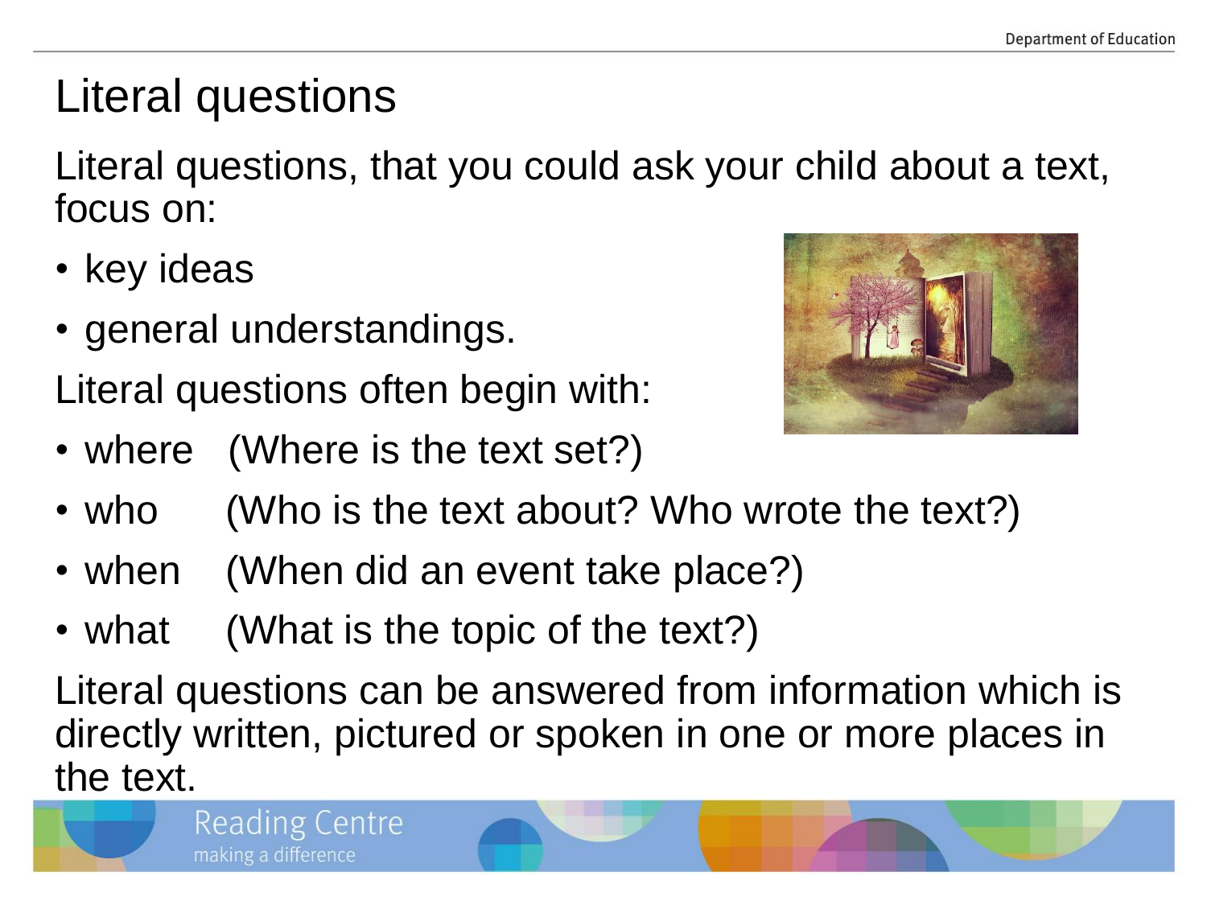# Literal questions

Literal questions, that you could ask your child about a text, focus on:

- key ideas
- general understandings.

Literal questions often begin with:

- where (Where is the text set?)
- who (Who is the text about? Who wrote the text?)
- when (When did an event take place?)
- what (What is the topic of the text?)

Literal questions can be answered from information which is directly written, pictured or spoken in one or more places in the text.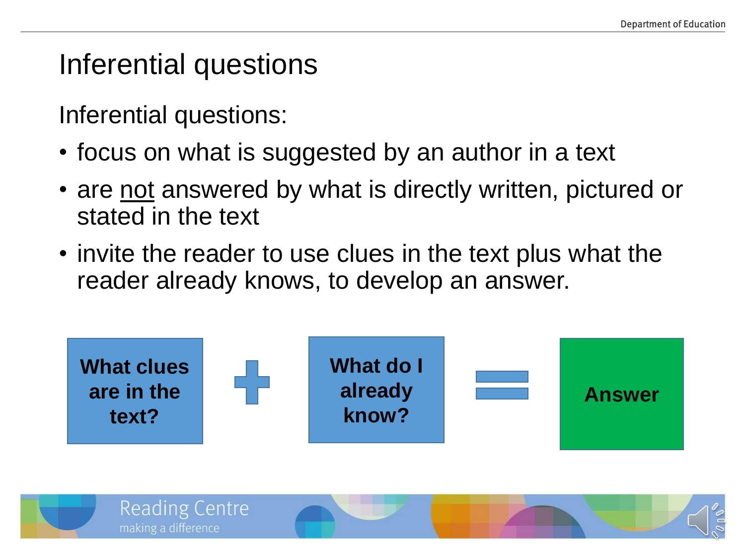# Inferential questions

Inferential questions:

- focus on what is suggested by an author in a text
- are <u>not</u> answered by what is directly written, pictured or stated in the text
- invite the reader to use clues in the text plus what the reader already knows, to develop an answer.

**What clues are in the text?** + **What do I already know?** = **Answer**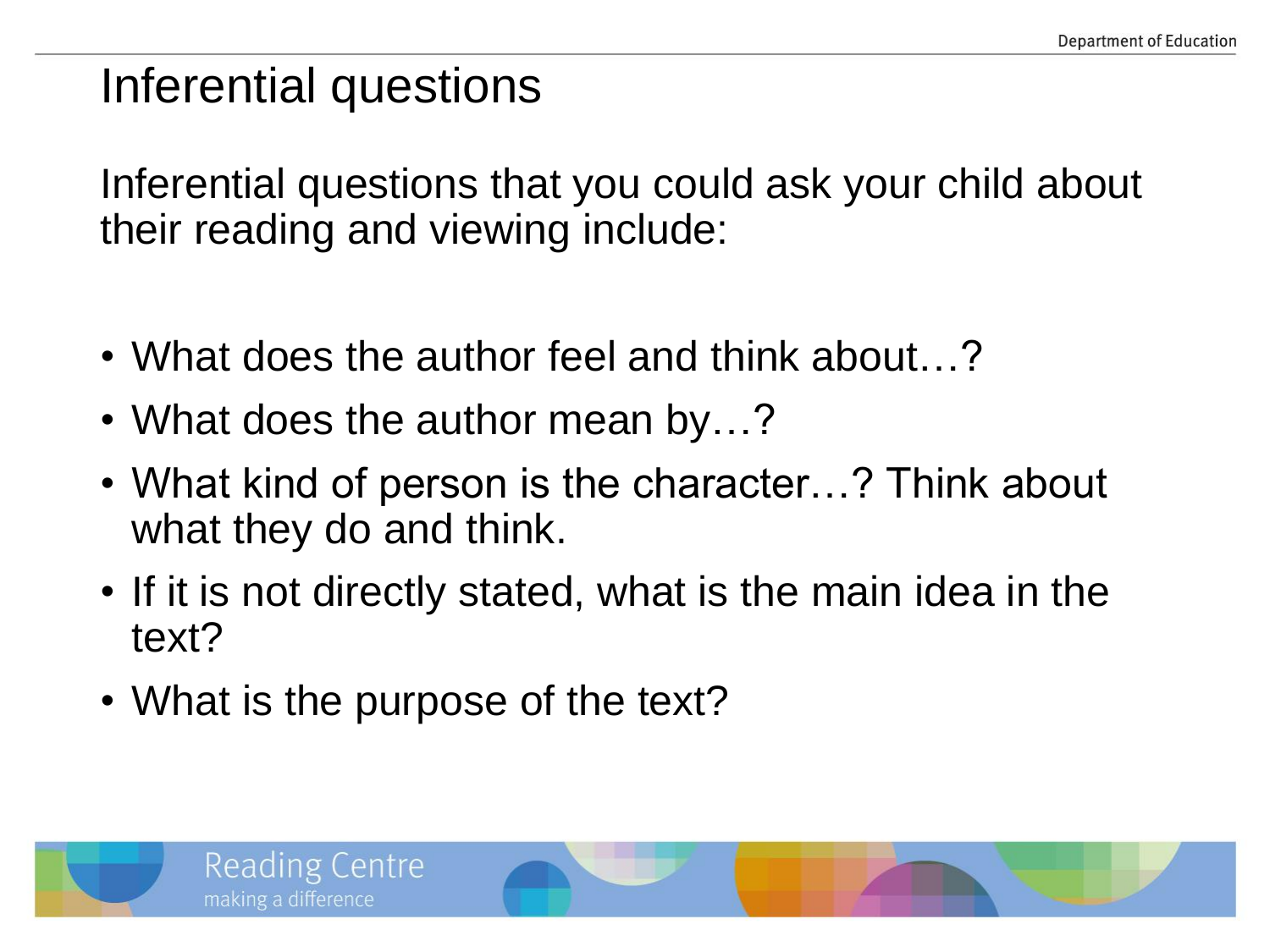# Inferential questions

Inferential questions that you could ask your child about their reading and viewing include:

- What does the author feel and think about…?
- What does the author mean by…?
- What kind of person is the character…? Think about what they do and think.
- If it is not directly stated, what is the main idea in the text?
- What is the purpose of the text?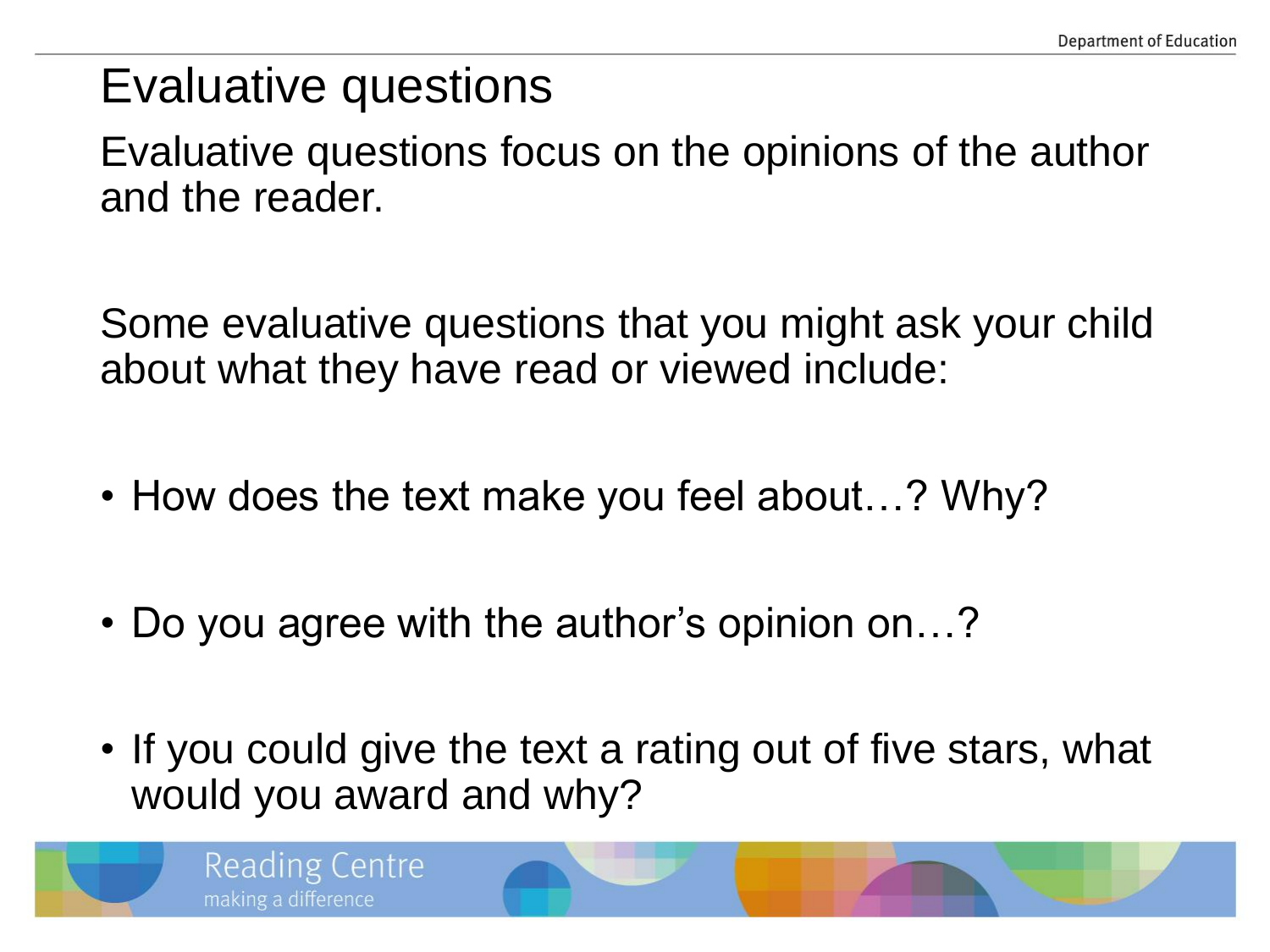# Evaluative questions

Evaluative questions focus on the opinions of the author and the reader.

Some evaluative questions that you might ask your child about what they have read or viewed include:

- How does the text make you feel about…? Why?
- Do you agree with the author's opinion on…?
- If you could give the text a rating out of five stars, what would you award and why?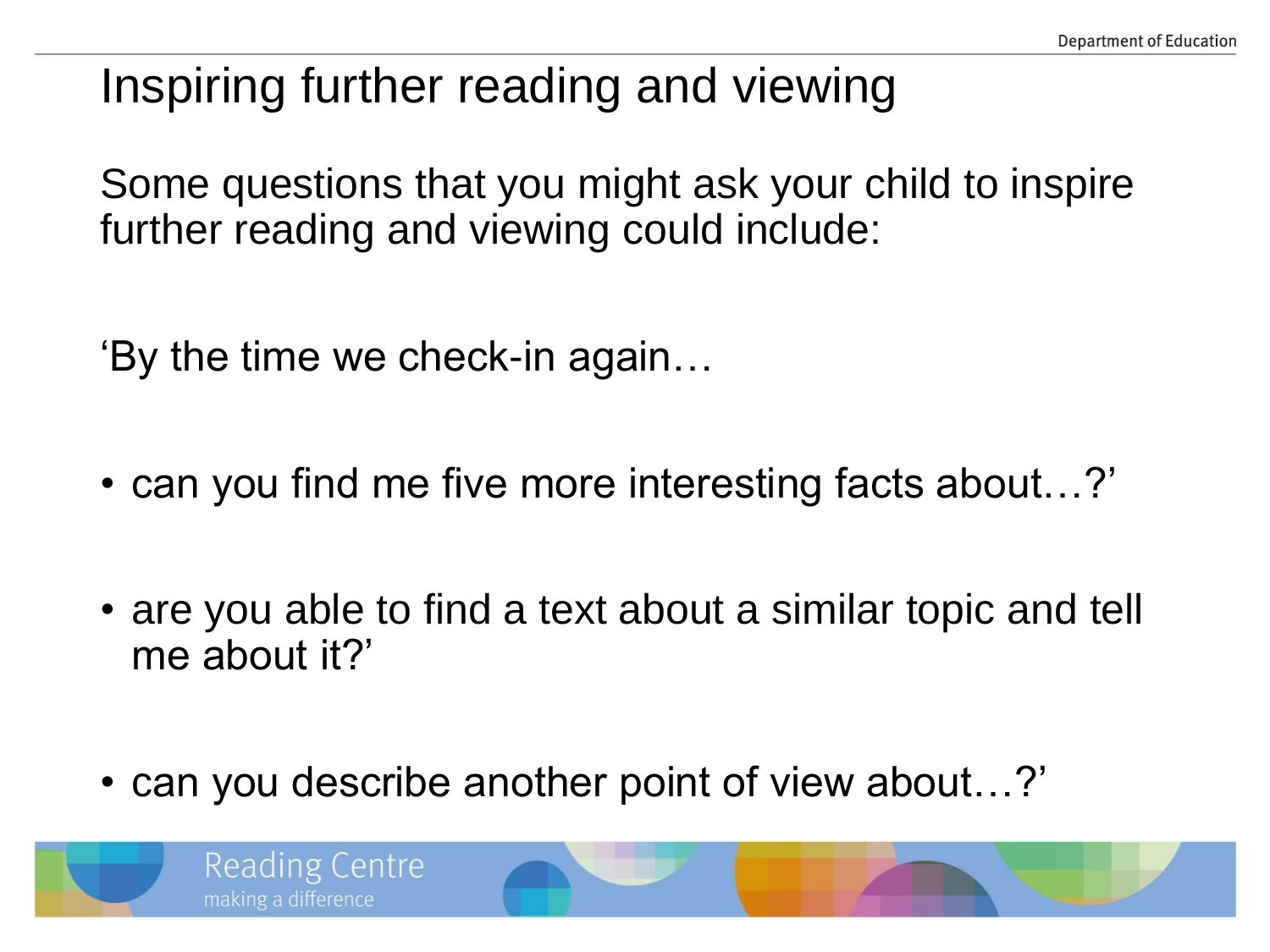# Inspiring further reading and viewing

Some questions that you might ask your child to inspire further reading and viewing could include:

'By the time we check-in again…

- can you find me five more interesting facts about…?'
- are you able to find a text about a similar topic and tell me about it?'
- can you describe another point of view about…?'